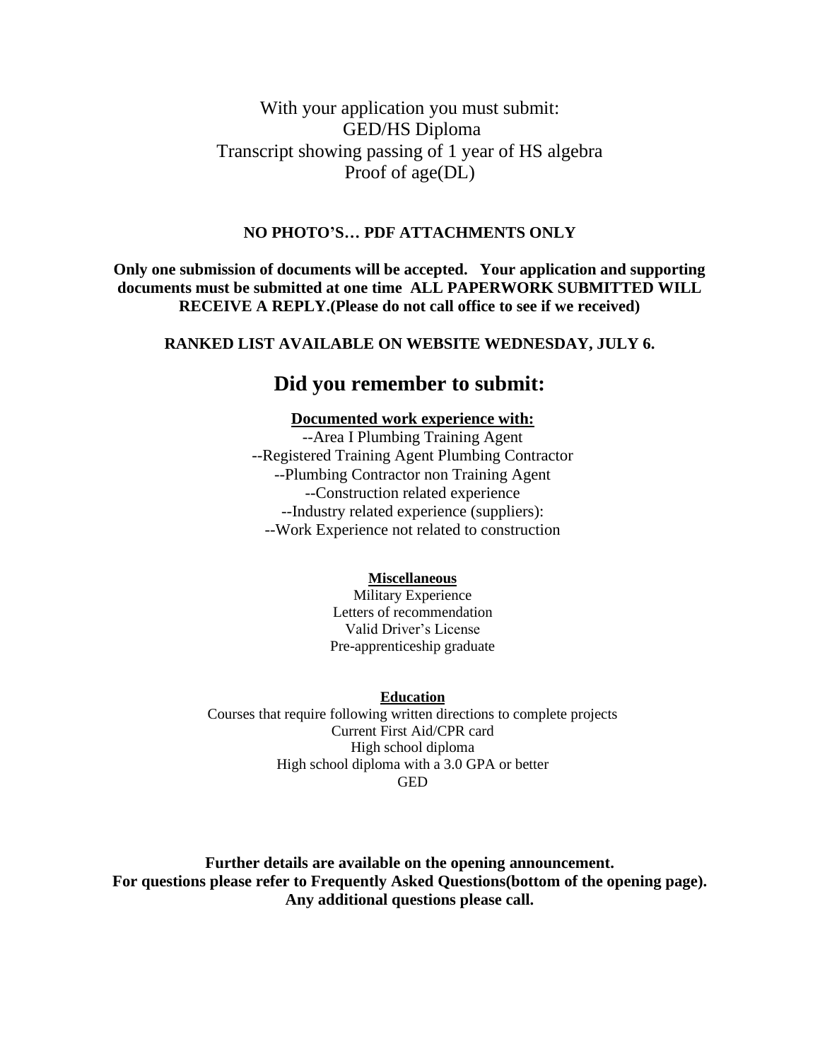With your application you must submit:
GED/HS Diploma
Transcript showing passing of 1 year of HS algebra
Proof of age(DL)

**NO PHOTO'S… PDF ATTACHMENTS ONLY**

**Only one submission of documents will be accepted. Your application and supporting documents must be submitted at one time ALL PAPERWORK SUBMITTED WILL RECEIVE A REPLY.(Please do not call office to see if we received)**

**RANKED LIST AVAILABLE ON WEBSITE WEDNESDAY, JULY 6.**

## Did you remember to submit:

**Documented work experience with:**

--Area I Plumbing Training Agent
--Registered Training Agent Plumbing Contractor
--Plumbing Contractor non Training Agent
--Construction related experience
--Industry related experience (suppliers):
--Work Experience not related to construction

**Miscellaneous**

Military Experience
Letters of recommendation
Valid Driver's License
Pre-apprenticeship graduate

**Education**

Courses that require following written directions to complete projects
Current First Aid/CPR card
High school diploma
High school diploma with a 3.0 GPA or better
GED

**Further details are available on the opening announcement.**
**For questions please refer to Frequently Asked Questions(bottom of the opening page).**
**Any additional questions please call.**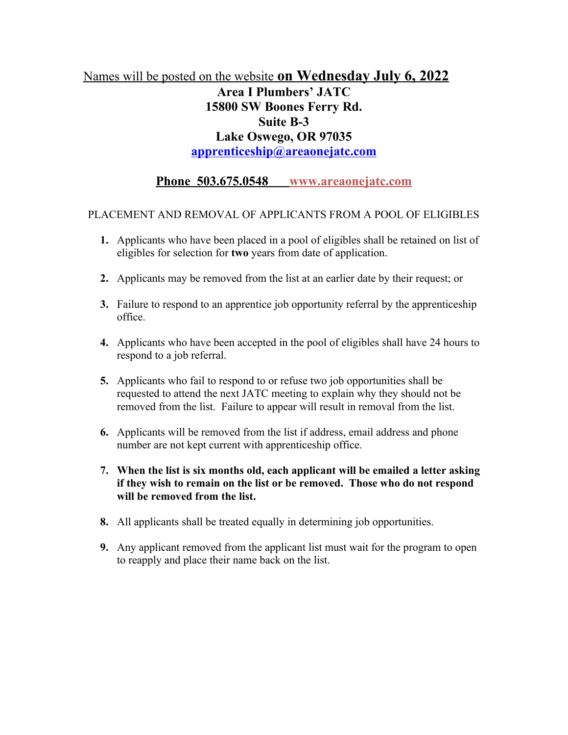Names will be posted on the website **on Wednesday July 6, 2022**

**Area I Plumbers' JATC**
**15800 SW Boones Ferry Rd.**
**Suite B-3**
**Lake Oswego, OR 97035**
**apprenticeship@areaonejatc.com**

**Phone 503.675.0548 www.areaonejatc.com**

PLACEMENT AND REMOVAL OF APPLICANTS FROM A POOL OF ELIGIBLES

1. Applicants who have been placed in a pool of eligibles shall be retained on list of eligibles for selection for **two** years from date of application.
2. Applicants may be removed from the list at an earlier date by their request; or
3. Failure to respond to an apprentice job opportunity referral by the apprenticeship office.
4. Applicants who have been accepted in the pool of eligibles shall have 24 hours to respond to a job referral.
5. Applicants who fail to respond to or refuse two job opportunities shall be requested to attend the next JATC meeting to explain why they should not be removed from the list. Failure to appear will result in removal from the list.
6. Applicants will be removed from the list if address, email address and phone number are not kept current with apprenticeship office.
7. **When the list is six months old, each applicant will be emailed a letter asking if they wish to remain on the list or be removed. Those who do not respond will be removed from the list.**
8. All applicants shall be treated equally in determining job opportunities.
9. Any applicant removed from the applicant list must wait for the program to open to reapply and place their name back on the list.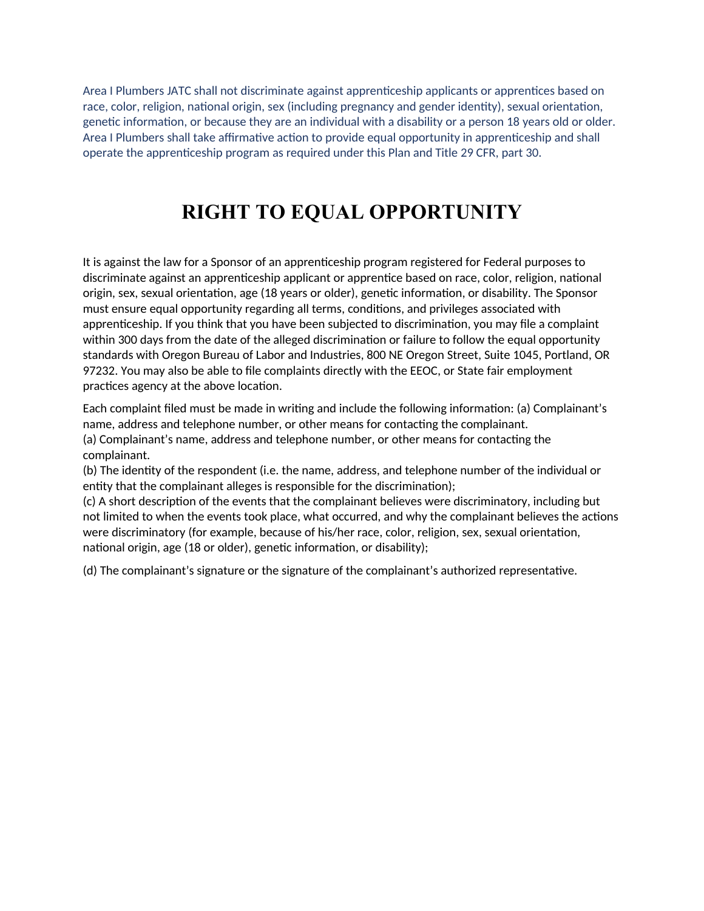Area I Plumbers JATC shall not discriminate against apprenticeship applicants or apprentices based on race, color, religion, national origin, sex (including pregnancy and gender identity), sexual orientation, genetic information, or because they are an individual with a disability or a person 18 years old or older. Area I Plumbers shall take affirmative action to provide equal opportunity in apprenticeship and shall operate the apprenticeship program as required under this Plan and Title 29 CFR, part 30.

# RIGHT TO EQUAL OPPORTUNITY

It is against the law for a Sponsor of an apprenticeship program registered for Federal purposes to discriminate against an apprenticeship applicant or apprentice based on race, color, religion, national origin, sex, sexual orientation, age (18 years or older), genetic information, or disability. The Sponsor must ensure equal opportunity regarding all terms, conditions, and privileges associated with apprenticeship. If you think that you have been subjected to discrimination, you may file a complaint within 300 days from the date of the alleged discrimination or failure to follow the equal opportunity standards with Oregon Bureau of Labor and Industries, 800 NE Oregon Street, Suite 1045, Portland, OR 97232. You may also be able to file complaints directly with the EEOC, or State fair employment practices agency at the above location.

Each complaint filed must be made in writing and include the following information: (a) Complainant's name, address and telephone number, or other means for contacting the complainant.
(a) Complainant's name, address and telephone number, or other means for contacting the complainant.
(b) The identity of the respondent (i.e. the name, address, and telephone number of the individual or entity that the complainant alleges is responsible for the discrimination);
(c) A short description of the events that the complainant believes were discriminatory, including but not limited to when the events took place, what occurred, and why the complainant believes the actions were discriminatory (for example, because of his/her race, color, religion, sex, sexual orientation, national origin, age (18 or older), genetic information, or disability);

(d) The complainant's signature or the signature of the complainant's authorized representative.